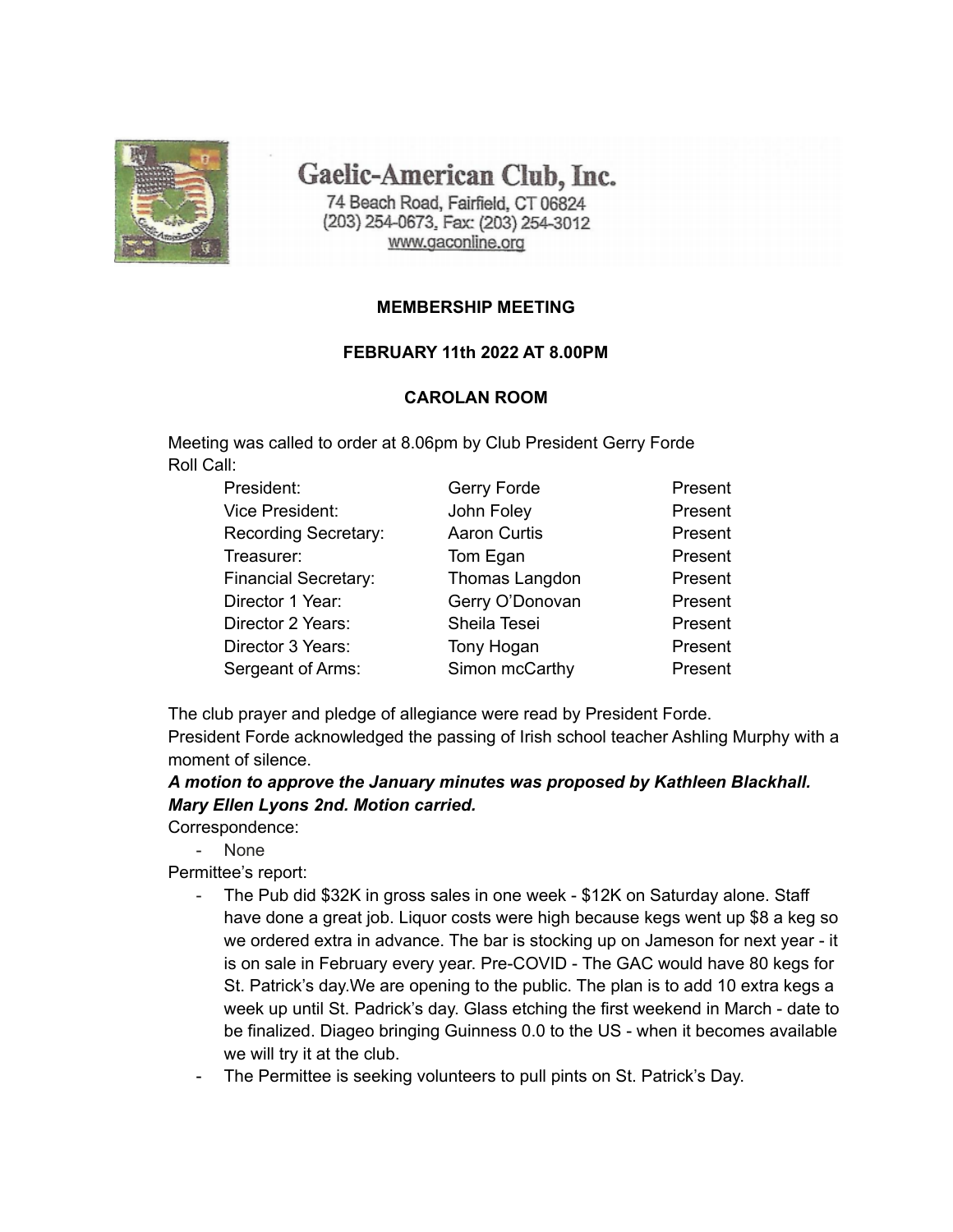# Gaelic-American Club, Inc.

74 Beach Road, Fairfield, CT 06824
(203) 254-0673, Fax: (203) 254-3012
www.gaconline.org

**MEMBERSHIP MEETING**

**FEBRUARY 11th 2022 AT 8.00PM**

**CAROLAN ROOM**

Meeting was called to order at 8.06pm by Club President Gerry Forde
Roll Call:

| | | |
|---|---|---|
| President: | Gerry Forde | Present |
| Vice President: | John Foley | Present |
| Recording Secretary: | Aaron Curtis | Present |
| Treasurer: | Tom Egan | Present |
| Financial Secretary: | Thomas Langdon | Present |
| Director 1 Year: | Gerry O'Donovan | Present |
| Director 2 Years: | Sheila Tesei | Present |
| Director 3 Years: | Tony Hogan | Present |
| Sergeant of Arms: | Simon mcCarthy | Present |

The club prayer and pledge of allegiance were read by President Forde.
President Forde acknowledged the passing of Irish school teacher Ashling Murphy with a moment of silence.

***A motion to approve the January minutes was proposed by Kathleen Blackhall. Mary Ellen Lyons 2nd. Motion carried.***

Correspondence:

- None

Permittee's report:

- The Pub did $32K in gross sales in one week - $12K on Saturday alone. Staff have done a great job. Liquor costs were high because kegs went up $8 a keg so we ordered extra in advance. The bar is stocking up on Jameson for next year - it is on sale in February every year. Pre-COVID - The GAC would have 80 kegs for St. Patrick's day.We are opening to the public. The plan is to add 10 extra kegs a week up until St. Padrick's day. Glass etching the first weekend in March - date to be finalized. Diageo bringing Guinness 0.0 to the US - when it becomes available we will try it at the club.
- The Permittee is seeking volunteers to pull pints on St. Patrick's Day.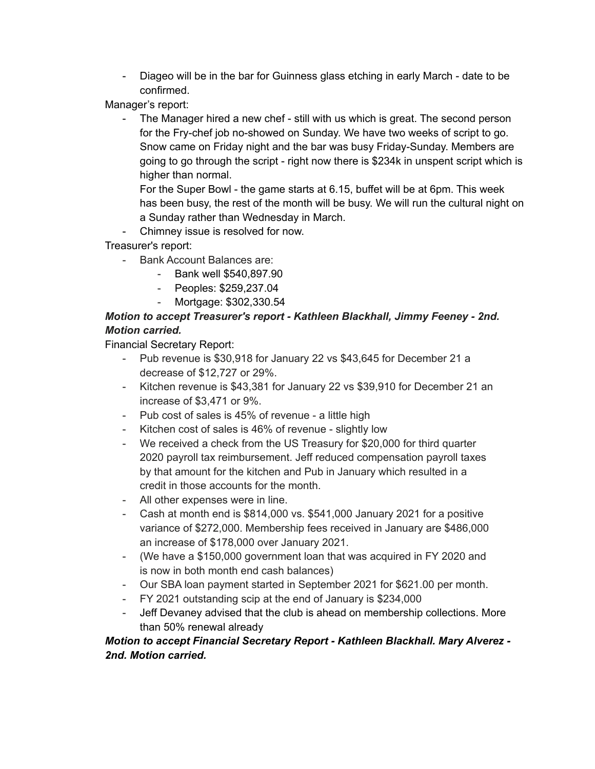- Diageo will be in the bar for Guinness glass etching in early March - date to be confirmed.

Manager's report:

- The Manager hired a new chef - still with us which is great. The second person for the Fry-chef job no-showed on Sunday. We have two weeks of script to go. Snow came on Friday night and the bar was busy Friday-Sunday. Members are going to go through the script - right now there is $234k in unspent script which is higher than normal.

  For the Super Bowl - the game starts at 6.15, buffet will be at 6pm. This week has been busy, the rest of the month will be busy. We will run the cultural night on a Sunday rather than Wednesday in March.
- Chimney issue is resolved for now.

Treasurer's report:

- Bank Account Balances are:
  - Bank well $540,897.90
  - Peoples: $259,237.04
  - Mortgage: $302,330.54

***Motion to accept Treasurer's report - Kathleen Blackhall, Jimmy Feeney - 2nd. Motion carried.***

Financial Secretary Report:

- Pub revenue is $30,918 for January 22 vs $43,645 for December 21 a decrease of $12,727 or 29%.
- Kitchen revenue is $43,381 for January 22 vs $39,910 for December 21 an increase of $3,471 or 9%.
- Pub cost of sales is 45% of revenue - a little high
- Kitchen cost of sales is 46% of revenue - slightly low
- We received a check from the US Treasury for $20,000 for third quarter 2020 payroll tax reimbursement. Jeff reduced compensation payroll taxes by that amount for the kitchen and Pub in January which resulted in a credit in those accounts for the month.
- All other expenses were in line.
- Cash at month end is $814,000 vs. $541,000 January 2021 for a positive variance of $272,000. Membership fees received in January are $486,000 an increase of $178,000 over January 2021.
- (We have a $150,000 government loan that was acquired in FY 2020 and is now in both month end cash balances)
- Our SBA loan payment started in September 2021 for $621.00 per month.
- FY 2021 outstanding scip at the end of January is $234,000
- Jeff Devaney advised that the club is ahead on membership collections. More than 50% renewal already

***Motion to accept Financial Secretary Report - Kathleen Blackhall. Mary Alverez - 2nd. Motion carried.***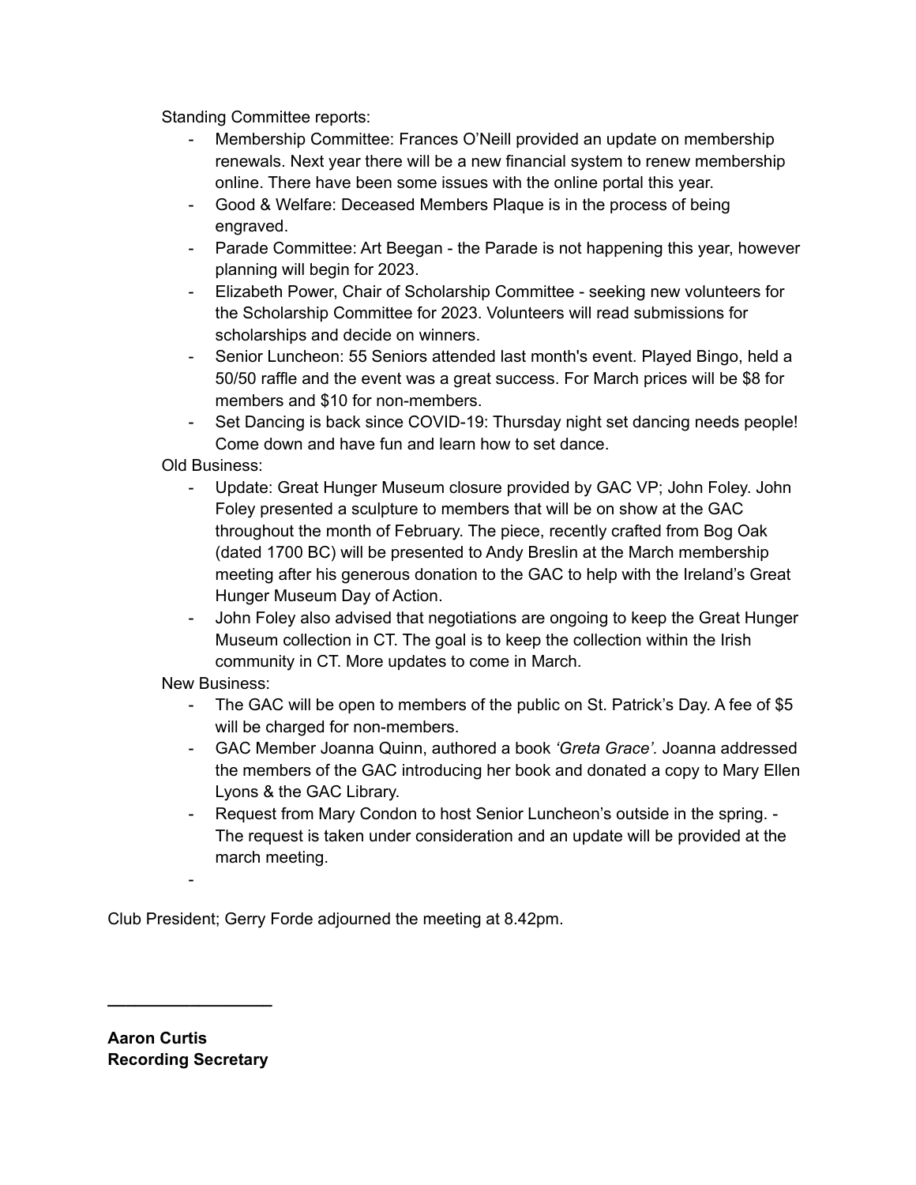Standing Committee reports:

- Membership Committee: Frances O'Neill provided an update on membership renewals. Next year there will be a new financial system to renew membership online. There have been some issues with the online portal this year.
- Good & Welfare: Deceased Members Plaque is in the process of being engraved.
- Parade Committee: Art Beegan - the Parade is not happening this year, however planning will begin for 2023.
- Elizabeth Power, Chair of Scholarship Committee - seeking new volunteers for the Scholarship Committee for 2023. Volunteers will read submissions for scholarships and decide on winners.
- Senior Luncheon: 55 Seniors attended last month's event. Played Bingo, held a 50/50 raffle and the event was a great success. For March prices will be $8 for members and $10 for non-members.
- Set Dancing is back since COVID-19: Thursday night set dancing needs people! Come down and have fun and learn how to set dance.

Old Business:

- Update: Great Hunger Museum closure provided by GAC VP; John Foley. John Foley presented a sculpture to members that will be on show at the GAC throughout the month of February. The piece, recently crafted from Bog Oak (dated 1700 BC) will be presented to Andy Breslin at the March membership meeting after his generous donation to the GAC to help with the Ireland's Great Hunger Museum Day of Action.
- John Foley also advised that negotiations are ongoing to keep the Great Hunger Museum collection in CT. The goal is to keep the collection within the Irish community in CT. More updates to come in March.

New Business:

- The GAC will be open to members of the public on St. Patrick's Day. A fee of $5 will be charged for non-members.
- GAC Member Joanna Quinn, authored a book *'Greta Grace'.* Joanna addressed the members of the GAC introducing her book and donated a copy to Mary Ellen Lyons & the GAC Library.
- Request from Mary Condon to host Senior Luncheon's outside in the spring. - The request is taken under consideration and an update will be provided at the march meeting.
-

Club President; Gerry Forde adjourned the meeting at 8.42pm.

___________________

**Aaron Curtis**
**Recording Secretary**